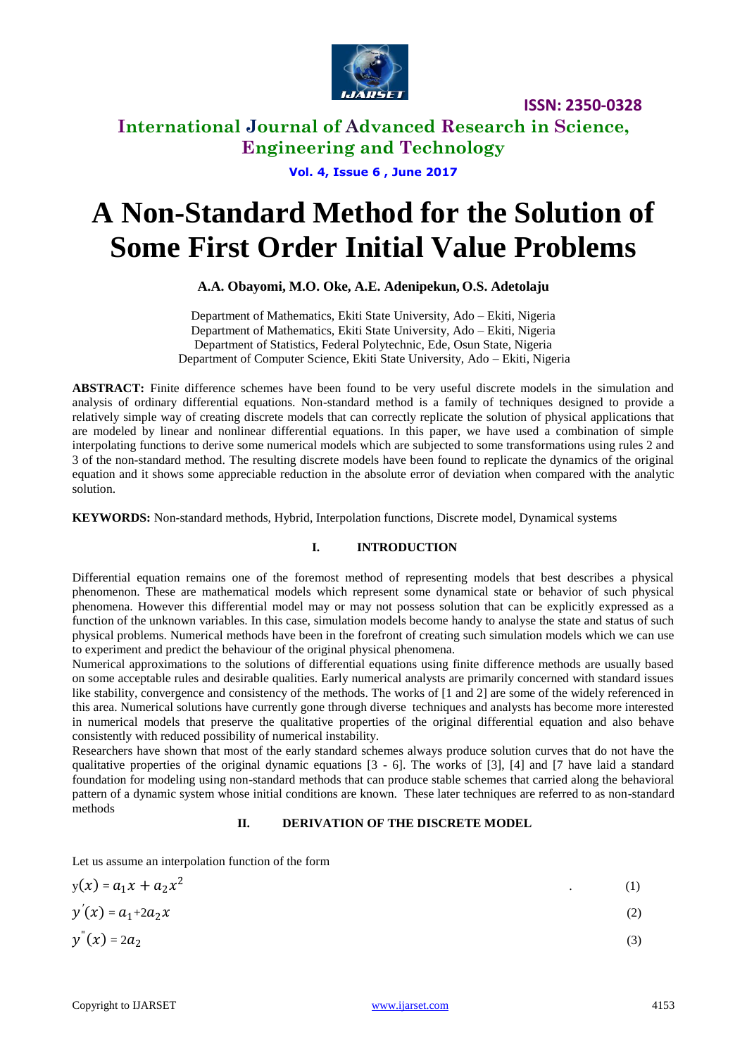# A Non-Standard Method for the Solution of Some First Order Initial Value Problems

**A.A. Obayomi, M.O. Oke, A.E. Adenipekun, O.S. Adetolaju**

Department of Mathematics, Ekiti State University, Ado – Ekiti, Nigeria
Department of Mathematics, Ekiti State University, Ado – Ekiti, Nigeria
Department of Statistics, Federal Polytechnic, Ede, Osun State, Nigeria
Department of Computer Science, Ekiti State University, Ado – Ekiti, Nigeria

**ABSTRACT:** Finite difference schemes have been found to be very useful discrete models in the simulation and analysis of ordinary differential equations. Non-standard method is a family of techniques designed to provide a relatively simple way of creating discrete models that can correctly replicate the solution of physical applications that are modeled by linear and nonlinear differential equations. In this paper, we have used a combination of simple interpolating functions to derive some numerical models which are subjected to some transformations using rules 2 and 3 of the non-standard method. The resulting discrete models have been found to replicate the dynamics of the original equation and it shows some appreciable reduction in the absolute error of deviation when compared with the analytic solution.

**KEYWORDS:** Non-standard methods, Hybrid, Interpolation functions, Discrete model, Dynamical systems

## I. INTRODUCTION

Differential equation remains one of the foremost method of representing models that best describes a physical phenomenon. These are mathematical models which represent some dynamical state or behavior of such physical phenomena. However this differential model may or may not possess solution that can be explicitly expressed as a function of the unknown variables. In this case, simulation models become handy to analyse the state and status of such physical problems. Numerical methods have been in the forefront of creating such simulation models which we can use to experiment and predict the behaviour of the original physical phenomena.

Numerical approximations to the solutions of differential equations using finite difference methods are usually based on some acceptable rules and desirable qualities. Early numerical analysts are primarily concerned with standard issues like stability, convergence and consistency of the methods. The works of [1 and 2] are some of the widely referenced in this area. Numerical solutions have currently gone through diverse techniques and analysts has become more interested in numerical models that preserve the qualitative properties of the original differential equation and also behave consistently with reduced possibility of numerical instability.

Researchers have shown that most of the early standard schemes always produce solution curves that do not have the qualitative properties of the original dynamic equations [3 - 6]. The works of [3], [4] and [7 have laid a standard foundation for modeling using non-standard methods that can produce stable schemes that carried along the behavioral pattern of a dynamic system whose initial conditions are known. These later techniques are referred to as non-standard methods

## II. DERIVATION OF THE DISCRETE MODEL

Let us assume an interpolation function of the form

$$y(x) = a_1 x + a_2 x^2 \quad (1)$$

$$y'(x) = a_1 + 2a_2 x \quad (2)$$

$$y''(x) = 2a_2 \quad (3)$$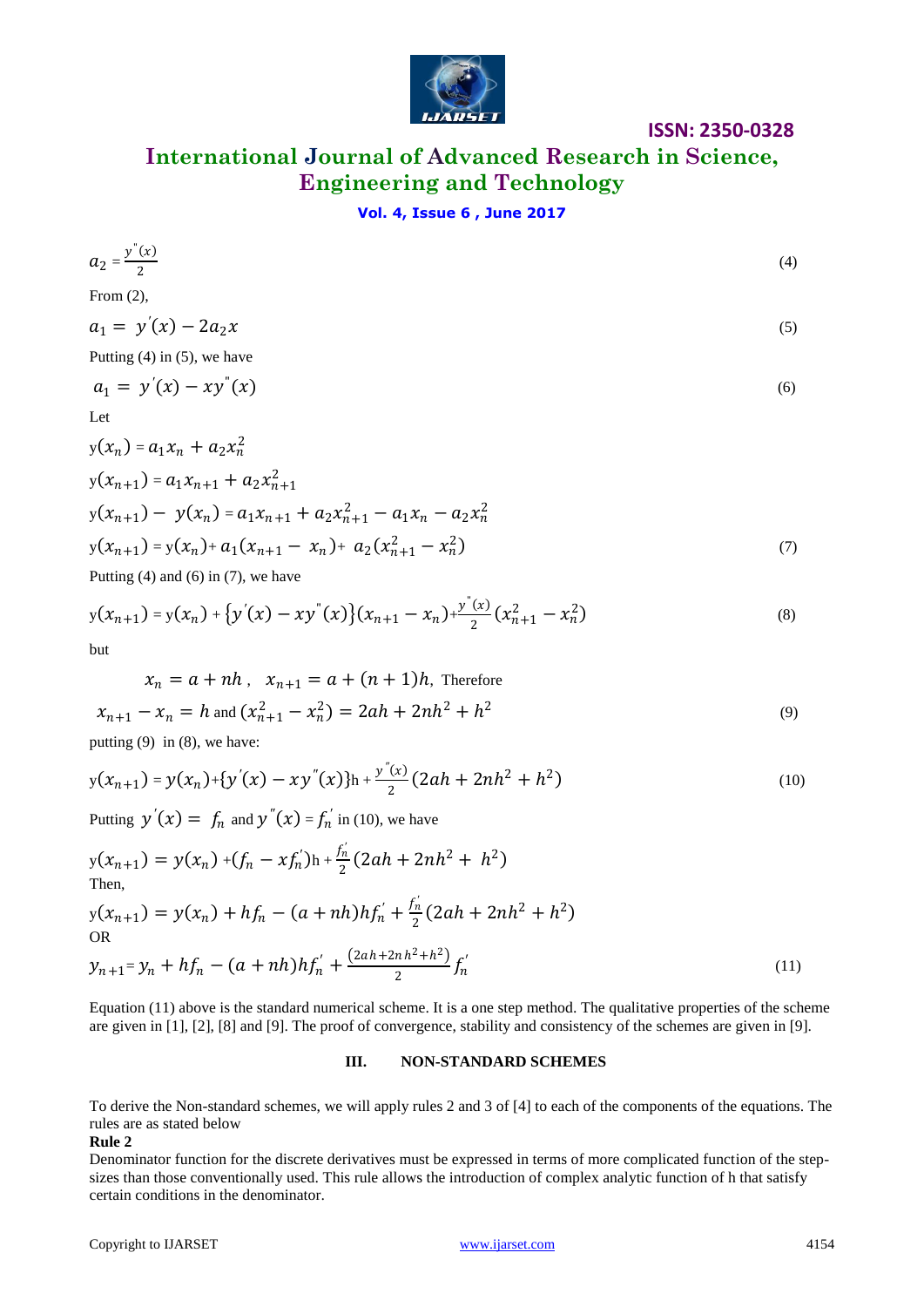$$a_2 = \frac{y^{''}(x)}{2} \tag{4}$$

From (2),

$$a_1 = y^{'}(x) - 2a_2 x \tag{5}$$

Putting (4) in (5), we have

$$a_1 = y^{'}(x) - xy^{''}(x) \tag{6}$$

Let

$$y(x_n) = a_1 x_n + a_2 x_n^2$$

$$y(x_{n+1}) = a_1 x_{n+1} + a_2 x_{n+1}^2$$

$$y(x_{n+1}) - y(x_n) = a_1 x_{n+1} + a_2 x_{n+1}^2 - a_1 x_n - a_2 x_n^2$$

$$y(x_{n+1}) = y(x_n) + a_1(x_{n+1} - x_n) + a_2(x_{n+1}^2 - x_n^2) \tag{7}$$

Putting (4) and (6) in (7), we have

$$y(x_{n+1}) = y(x_n) + \{y^{'}(x) - xy^{''}(x)\}(x_{n+1} - x_n) + \frac{y^{''}(x)}{2}(x_{n+1}^2 - x_n^2) \tag{8}$$

but

$$x_n = a + nh, \quad x_{n+1} = a + (n+1)h, \text{ Therefore}$$

$$x_{n+1} - x_n = h \text{ and } (x_{n+1}^2 - x_n^2) = 2ah + 2nh^2 + h^2 \tag{9}$$

putting (9) in (8), we have:

$$y(x_{n+1}) = y(x_n) + \{y^{'}(x) - xy^{''}(x)\}h + \frac{y^{''}(x)}{2}(2ah + 2nh^2 + h^2) \tag{10}$$

Putting $y^{'}(x) = f_n$ and $y^{''}(x) = f_n^{'}$ in (10), we have

$$y(x_{n+1}) = y(x_n) + (f_n - xf_n^{'})h + \frac{f_n^{'}}{2}(2ah + 2nh^2 + h^2)$$

Then,

$$y(x_{n+1}) = y(x_n) + hf_n - (a + nh)hf_n^{'} + \frac{f_n^{'}}{2}(2ah + 2nh^2 + h^2)$$

OR

$$y_{n+1} = y_n + hf_n - (a + nh)hf_n^{'} + \frac{(2ah + 2nh^2 + h^2)}{2} f_n^{'} \tag{11}$$

Equation (11) above is the standard numerical scheme. It is a one step method. The qualitative properties of the scheme are given in [1], [2], [8] and [9]. The proof of convergence, stability and consistency of the schemes are given in [9].

## III. NON-STANDARD SCHEMES

To derive the Non-standard schemes, we will apply rules 2 and 3 of [4] to each of the components of the equations. The rules are as stated below

**Rule 2**

Denominator function for the discrete derivatives must be expressed in terms of more complicated function of the step-sizes than those conventionally used. This rule allows the introduction of complex analytic function of h that satisfy certain conditions in the denominator.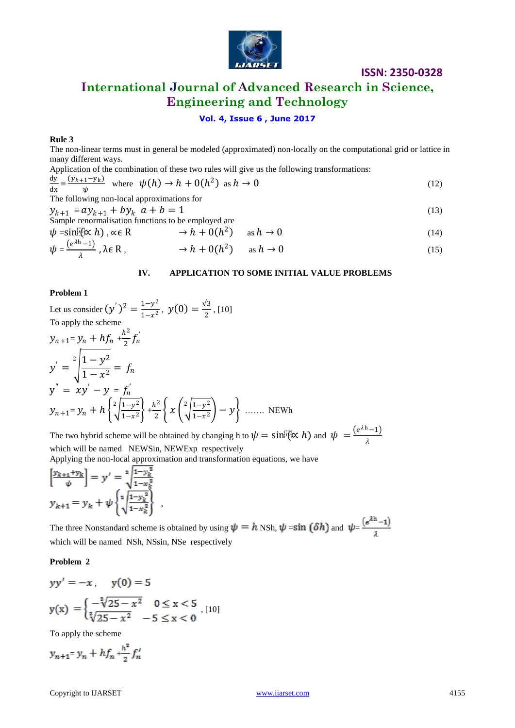**Rule 3**

The non-linear terms must in general be modeled (approximated) non-locally on the computational grid or lattice in many different ways.

Application of the combination of these two rules will give us the following transformations:

$$\frac{dy}{dx} \equiv \frac{(y_{k+1} - y_k)}{\psi} \quad \text{where} \quad \psi(h) \rightarrow h + 0(h^2) \text{ as } h \rightarrow 0 \tag{12}$$

The following non-local approximations for

$$y_{k+1} \equiv a y_{k+1} + b y_k \quad a + b = 1 \tag{13}$$

Sample renormalisation functions to be employed are

$$\psi = \sin(\propto h), \propto \in \text{R} \qquad \rightarrow h + 0(h^2) \quad \text{as } h \rightarrow 0 \tag{14}$$

$$\psi = \frac{(e^{\lambda h} - 1)}{\lambda}, \lambda \in \text{R}, \qquad \rightarrow h + 0(h^2) \quad \text{as } h \rightarrow 0 \tag{15}$$

## IV. APPLICATION TO SOME INITIAL VALUE PROBLEMS

**Problem 1**

Let us consider $(y')^2 = \frac{1-y^2}{1-x^2}$, $y(0) = \frac{\sqrt{3}}{2}$, [10]

To apply the scheme

$$y_{n+1} = y_n + h f_n + \frac{h^2}{2} f_n'$$

$$y' = \sqrt[2]{\frac{1-y^2}{1-x^2}} = f_n$$

$$y'' = x y' - y = f_n'$$

$$y_{n+1} = y_n + h\left\{\sqrt[2]{\frac{1-y^2}{1-x^2}}\right\} + \frac{h^2}{2}\left\{x\left(\sqrt[2]{\frac{1-y^2}{1-x^2}}\right) - y\right\} \quad \ldots\ldots \text{ NEWh}$$

The two hybrid scheme will be obtained by changing h to $\psi = \sin(\propto h)$ and $\psi = \frac{(e^{\lambda h} - 1)}{\lambda}$ which will be named NEWSin, NEWExp respectively

Applying the non-local approximation and transformation equations, we have

$$\left[\frac{y_{k+1} + y_k}{\psi}\right] = y' = \sqrt[2]{\frac{1-y_k^2}{1-x_k^2}}$$

$$y_{k+1} = y_k + \psi\left\{\sqrt[2]{\frac{1-y_k^2}{1-x_k^2}}\right\},$$

The three Nonstandard scheme is obtained by using $\psi = h$ NSh, $\psi = \sin(\delta h)$ and $\psi = \frac{(e^{\lambda h} - 1)}{\lambda}$ which will be named NSh, NSsin, NSe respectively

**Problem 2**

$$y y' = -x, \quad y(0) = 5$$

$$y(x) = \begin{cases} -\sqrt[2]{25 - x^2} & 0 \leq x < 5 \\ \sqrt[2]{25 - x^2} & -5 \leq x < 0 \end{cases}, \text{[10]}$$

To apply the scheme

$$y_{n+1} = y_n + h f_n + \frac{h^2}{2} f_n'$$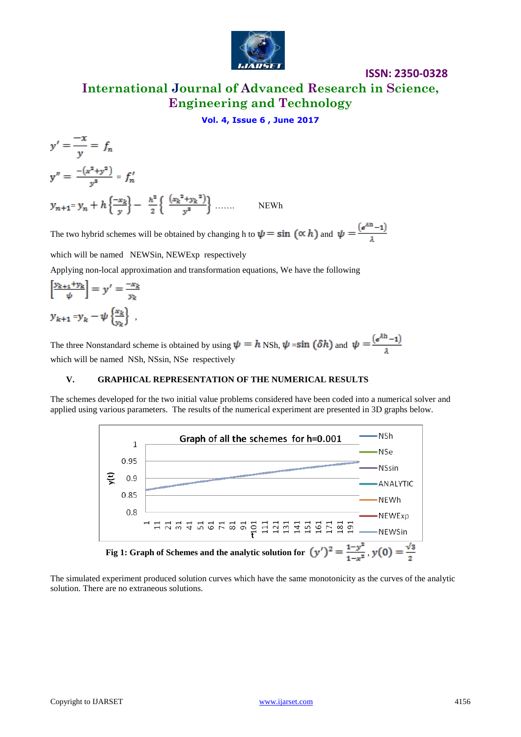$$y' = \frac{-x}{y} = f_n$$

$$y'' = \frac{-(x^2+y^2)}{y^3} = f_n'$$

$$y_{n+1} = y_n + h\left\{\frac{-x_k}{y}\right\} - \frac{h^2}{2}\left\{\frac{(x_k{}^2+y_k{}^2)}{y^3}\right\} \quad \ldots\ldots \qquad \text{NEWh}$$

The two hybrid schemes will be obtained by changing h to $\psi = \sin\,(\propto h)$ and $\psi = \frac{(e^{\lambda h}-1)}{\lambda}$

which will be named NEWSin, NEWExp respectively

Applying non-local approximation and transformation equations, We have the following

$$\left[\frac{y_{k+1}+y_k}{\psi}\right] = y' = \frac{-x_k}{y_k}$$

$$y_{k+1} = y_k - \psi\left\{\frac{x_k}{y_k}\right\},$$

The three Nonstandard scheme is obtained by using $\psi = h$ NSh, $\psi = \sin\,(\delta h)$ and $\psi = \frac{(e^{\lambda h}-1)}{\lambda}$ which will be named NSh, NSsin, NSe respectively

## V. GRAPHICAL REPRESENTATION OF THE NUMERICAL RESULTS

The schemes developed for the two initial value problems considered have been coded into a numerical solver and applied using various parameters. The results of the numerical experiment are presented in 3D graphs below.

**Fig 1: Graph of Schemes and the analytic solution for $(y')^2 = \frac{1-y^2}{1-x^2}, y(0) = \frac{\sqrt{3}}{2}$**

The simulated experiment produced solution curves which have the same monotonicity as the curves of the analytic solution. There are no extraneous solutions.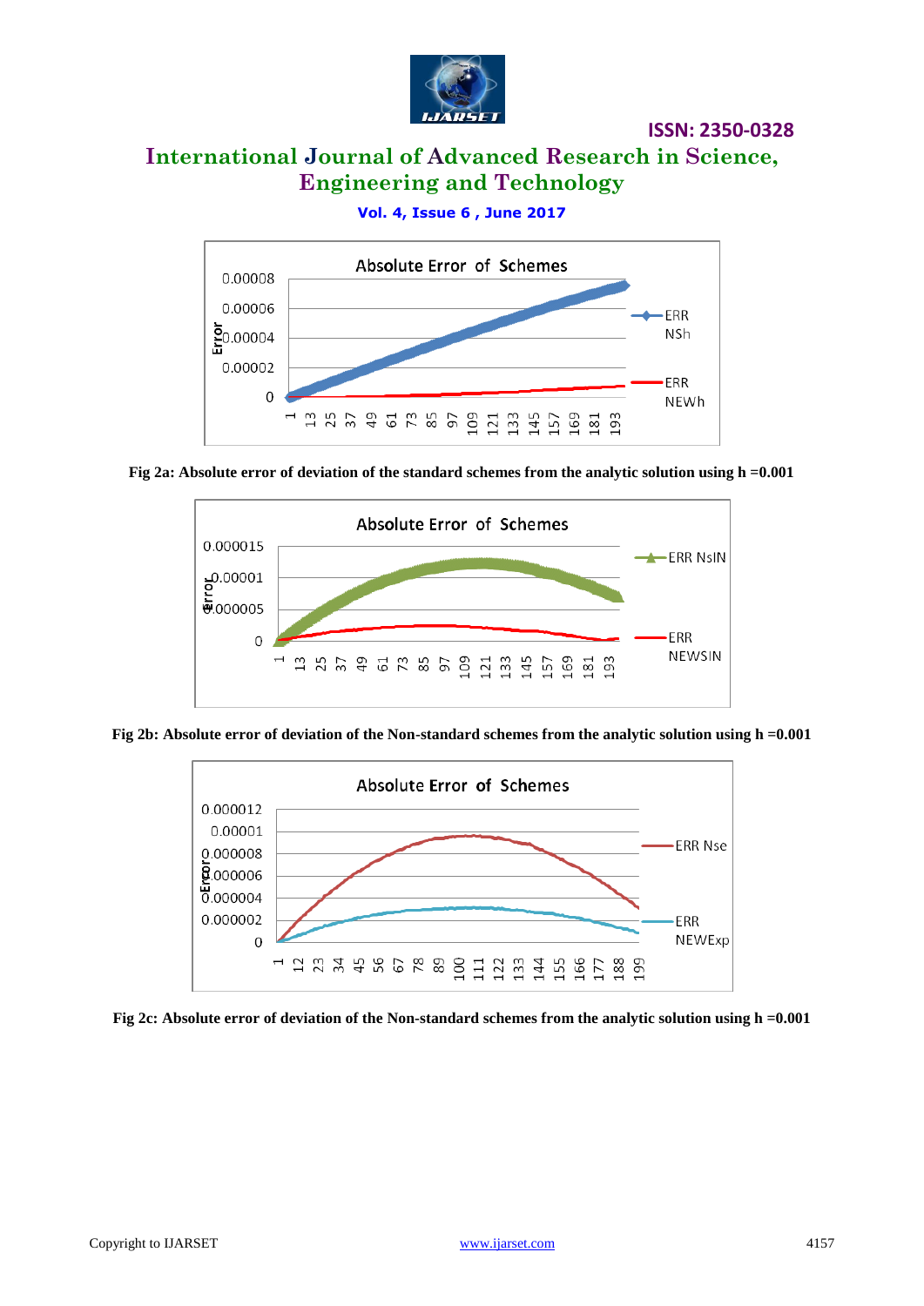Absolute Error of Schemes

0.00008
0.00006
0.00004
0.00002
0

Error

1 13 25 37 49 61 73 85 97 109 121 133 145 157 169 181 193

ERR NSh

ERR NEWh

**Fig 2a: Absolute error of deviation of the standard schemes from the analytic solution using h =0.001**

Absolute Error of Schemes

0.000015
0.00001
0.000005
0

Error

1 13 25 37 49 61 73 85 97 109 121 133 145 157 169 181 193

ERR NsIN

ERR NEWSIN

**Fig 2b: Absolute error of deviation of the Non-standard schemes from the analytic solution using h =0.001**

Absolute Error of Schemes

0.000012
0.00001
0.000008
0.000006
0.000004
0.000002
0

Error

1 12 23 34 45 56 67 78 89 100 111 122 133 144 155 166 177 188 199

ERR Nse

ERR NEWExp

**Fig 2c: Absolute error of deviation of the Non-standard schemes from the analytic solution using h =0.001**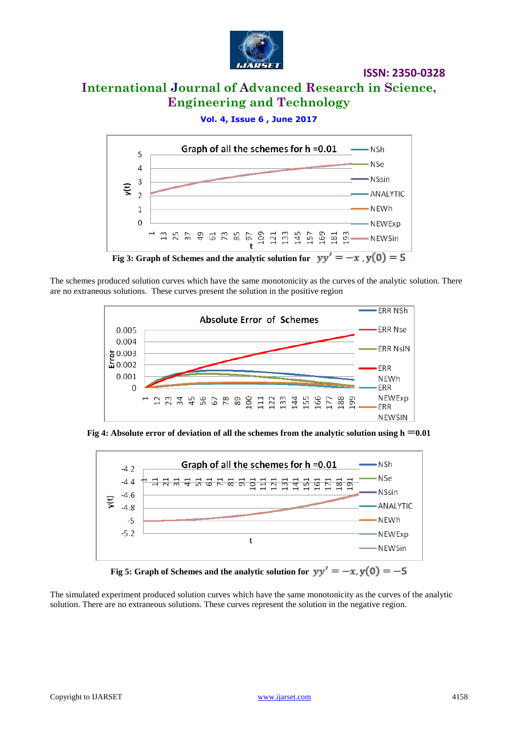Graph of all the schemes for h =0.01

y(t)

5
4
3
2
1
0

1 13 25 37 49 61 73 85 97 109 121 133 145 157 169 181 193

t

NSh
NSe
NSsin
ANALYTIC
NEWh
NEWExp
NEWSin

**Fig 3: Graph of Schemes and the analytic solution for $yy' = -x$ , $y(0) = 5$**

The schemes produced solution curves which have the same monotonicity as the curves of the analytic solution. There are no extraneous solutions. These curves present the solution in the positive region

Absolute Error of Schemes

Error

0.005
0.004
0.003
0.002
0.001
0

1 12 23 34 45 56 67 78 89 100 111 122 133 144 155 166 177 188 199

ERR NSh
ERR Nse
ERR NsIN
ERR NEWh
ERR NEWExp
ERR NEWSIN

**Fig 4: Absolute error of deviation of all the schemes from the analytic solution using h =0.01**

Graph of all the schemes for h =0.01

y(t)

-4.2
-4.4
-4.6
-4.8
-5
-5.2

1 11 21 31 41 51 61 71 81 91 101 111 121 131 141 151 161 171 181 191

t

NSh
NSe
NSsin
ANALYTIC
NEWh
NEWExp
NEWSin

**Fig 5: Graph of Schemes and the analytic solution for $yy' = -x, y(0) = -5$**

The simulated experiment produced solution curves which have the same monotonicity as the curves of the analytic solution. There are no extraneous solutions. These curves represent the solution in the negative region.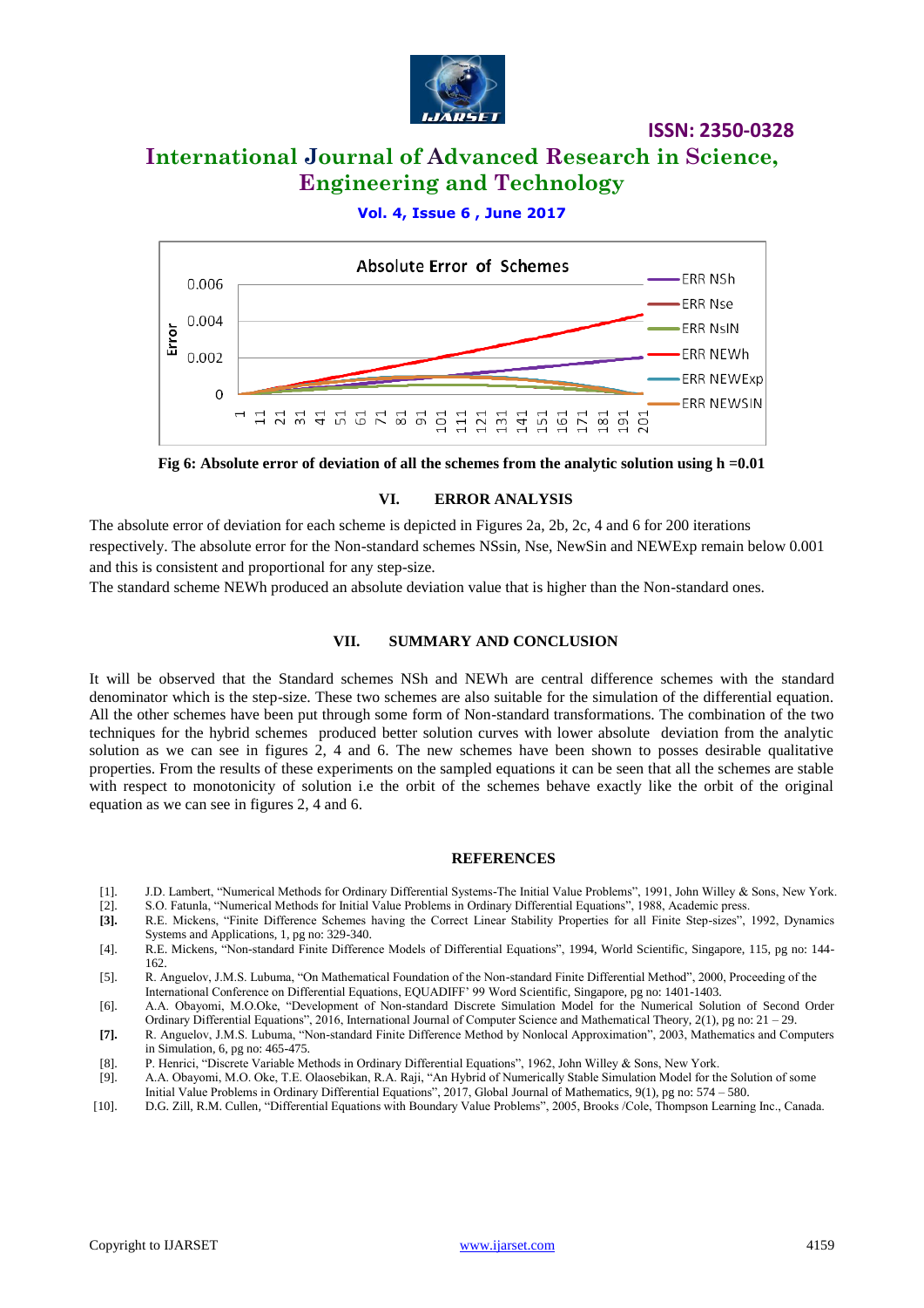Absolute Error of Schemes

0.006

0.004

0.002

0

Error

1 11 21 31 41 51 61 71 81 91 101 111 121 131 141 151 161 171 181 191 201

ERR NSh

ERR Nse

ERR NsIN

ERR NEWh

ERR NEWExp

ERR NEWSIN

**Fig 6: Absolute error of deviation of all the schemes from the analytic solution using h =0.01**

## VI. ERROR ANALYSIS

The absolute error of deviation for each scheme is depicted in Figures 2a, 2b, 2c, 4 and 6 for 200 iterations respectively. The absolute error for the Non-standard schemes NSsin, Nse, NewSin and NEWExp remain below 0.001 and this is consistent and proportional for any step-size.

The standard scheme NEWh produced an absolute deviation value that is higher than the Non-standard ones.

## VII. SUMMARY AND CONCLUSION

It will be observed that the Standard schemes NSh and NEWh are central difference schemes with the standard denominator which is the step-size. These two schemes are also suitable for the simulation of the differential equation. All the other schemes have been put through some form of Non-standard transformations. The combination of the two techniques for the hybrid schemes produced better solution curves with lower absolute deviation from the analytic solution as we can see in figures 2, 4 and 6. The new schemes have been shown to posses desirable qualitative properties. From the results of these experiments on the sampled equations it can be seen that all the schemes are stable with respect to monotonicity of solution i.e the orbit of the schemes behave exactly like the orbit of the original equation as we can see in figures 2, 4 and 6.

## REFERENCES

[1]. J.D. Lambert, "Numerical Methods for Ordinary Differential Systems-The Initial Value Problems", 1991, John Willey & Sons, New York.

[2]. S.O. Fatunla, "Numerical Methods for Initial Value Problems in Ordinary Differential Equations", 1988, Academic press.

**[3].** R.E. Mickens, "Finite Difference Schemes having the Correct Linear Stability Properties for all Finite Step-sizes", 1992, Dynamics Systems and Applications, 1, pg no: 329-340.

[4]. R.E. Mickens, "Non-standard Finite Difference Models of Differential Equations", 1994, World Scientific, Singapore, 115, pg no: 144-162.

[5]. R. Anguelov, J.M.S. Lubuma, "On Mathematical Foundation of the Non-standard Finite Differential Method", 2000, Proceeding of the International Conference on Differential Equations, EQUADIFF' 99 Word Scientific, Singapore, pg no: 1401-1403.

[6]. A.A. Obayomi, M.O.Oke, "Development of Non-standard Discrete Simulation Model for the Numerical Solution of Second Order Ordinary Differential Equations", 2016, International Journal of Computer Science and Mathematical Theory, 2(1), pg no: 21 – 29.

**[7].** R. Anguelov, J.M.S. Lubuma, "Non-standard Finite Difference Method by Nonlocal Approximation", 2003, Mathematics and Computers in Simulation, 6, pg no: 465-475.

[8]. P. Henrici, "Discrete Variable Methods in Ordinary Differential Equations", 1962, John Willey & Sons, New York.

[9]. A.A. Obayomi, M.O. Oke, T.E. Olaosebikan, R.A. Raji, "An Hybrid of Numerically Stable Simulation Model for the Solution of some Initial Value Problems in Ordinary Differential Equations", 2017, Global Journal of Mathematics, 9(1), pg no: 574 – 580.

[10]. D.G. Zill, R.M. Cullen, "Differential Equations with Boundary Value Problems", 2005, Brooks /Cole, Thompson Learning Inc., Canada.